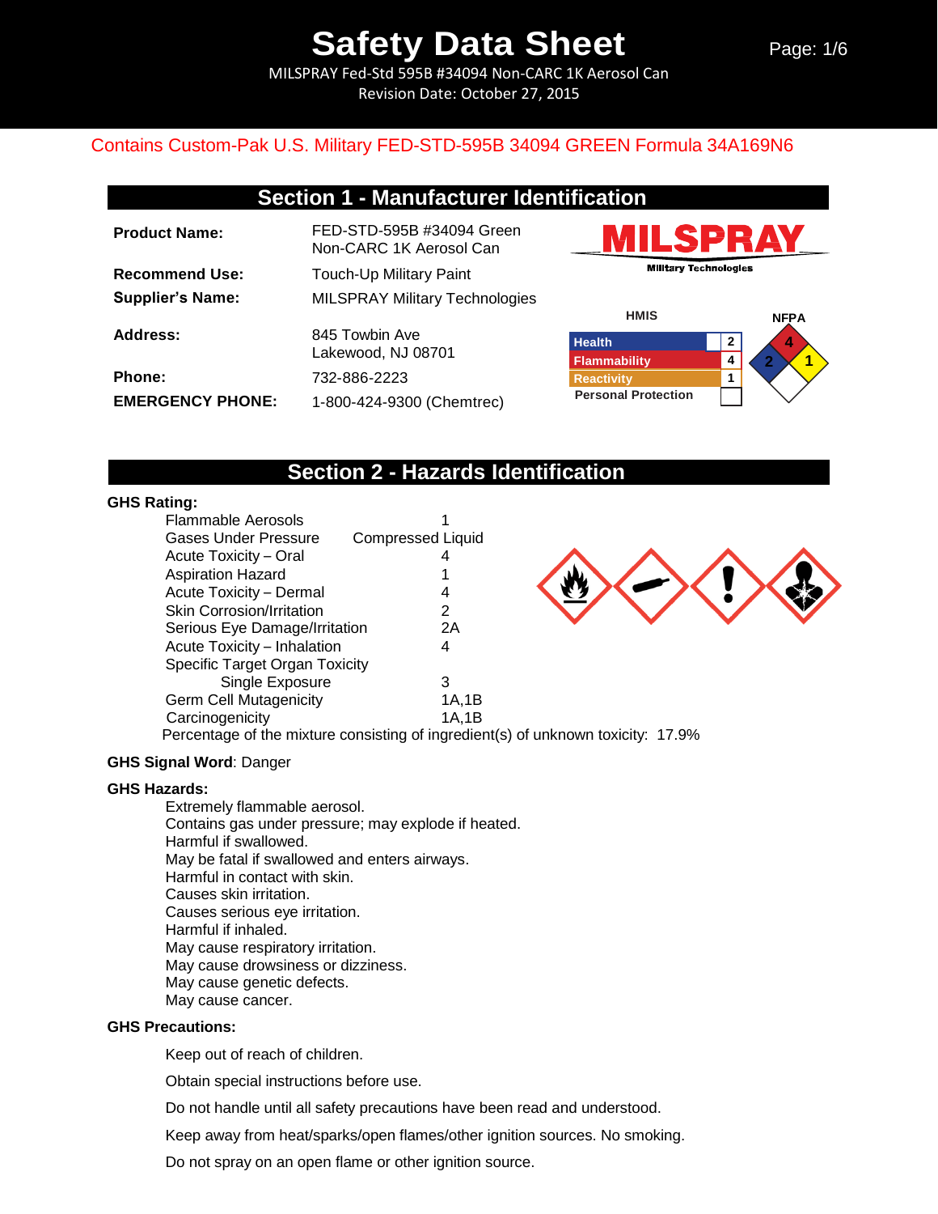# Safety Data Sheet

MILSPRAY Fed-Std 595B #34094 Non-CARC 1K Aerosol Can
Revision Date: October 27, 2015

Contains Custom-Pak U.S. Military FED-STD-595B 34094 GREEN Formula 34A169N6

## Section 1 - Manufacturer Identification

| | |
|---|---|
| **Product Name:** | FED-STD-595B #34094 Green Non-CARC 1K Aerosol Can |
| **Recommend Use:** | Touch-Up Military Paint |
| **Supplier's Name:** | MILSPRAY Military Technologies |
| **Address:** | 845 Towbin Ave<br>Lakewood, NJ 08701 |
| **Phone:** | 732-886-2223 |
| **EMERGENCY PHONE:** | 1-800-424-9300 (Chemtrec) |

MILSPRAY Military Technologies

**HMIS**

| | |
|---|---|
| Health | 2 |
| Flammability | 4 |
| Reactivity | 1 |
| Personal Protection | |

**NFPA**

Health: 2, Flammability: 4, Reactivity: 1

## Section 2 - Hazards Identification

**GHS Rating:**

| | |
|---|---|
| Flammable Aerosols | 1 |
| Gases Under Pressure | Compressed Liquid |
| Acute Toxicity – Oral | 4 |
| Aspiration Hazard | 1 |
| Acute Toxicity – Dermal | 4 |
| Skin Corrosion/Irritation | 2 |
| Serious Eye Damage/Irritation | 2A |
| Acute Toxicity – Inhalation | 4 |
| Specific Target Organ Toxicity Single Exposure | 3 |
| Germ Cell Mutagenicity | 1A,1B |
| Carcinogenicity | 1A,1B |

Percentage of the mixture consisting of ingredient(s) of unknown toxicity: 17.9%

**GHS Signal Word**: Danger

**GHS Hazards:**

Extremely flammable aerosol.
Contains gas under pressure; may explode if heated.
Harmful if swallowed.
May be fatal if swallowed and enters airways.
Harmful in contact with skin.
Causes skin irritation.
Causes serious eye irritation.
Harmful if inhaled.
May cause respiratory irritation.
May cause drowsiness or dizziness.
May cause genetic defects.
May cause cancer.

**GHS Precautions:**

Keep out of reach of children.

Obtain special instructions before use.

Do not handle until all safety precautions have been read and understood.

Keep away from heat/sparks/open flames/other ignition sources. No smoking.

Do not spray on an open flame or other ignition source.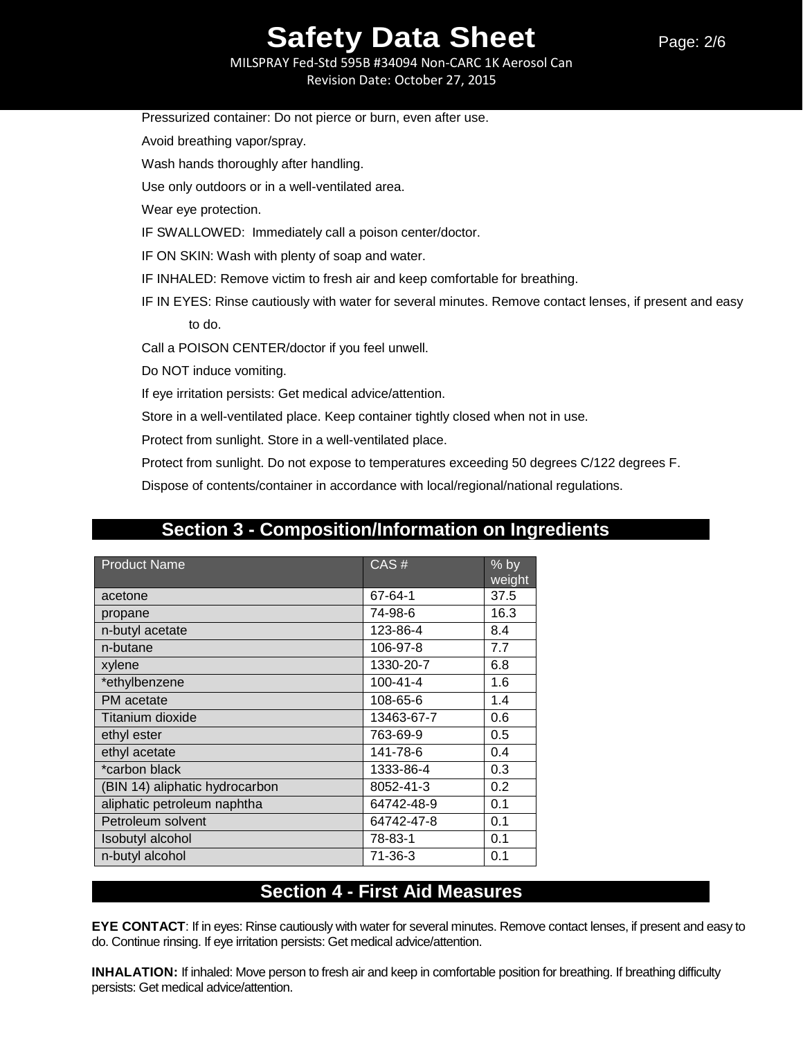Pressurized container: Do not pierce or burn, even after use.

Avoid breathing vapor/spray.

Wash hands thoroughly after handling.

Use only outdoors or in a well-ventilated area.

Wear eye protection.

IF SWALLOWED: Immediately call a poison center/doctor.

IF ON SKIN: Wash with plenty of soap and water.

IF INHALED: Remove victim to fresh air and keep comfortable for breathing.

IF IN EYES: Rinse cautiously with water for several minutes. Remove contact lenses, if present and easy to do.

Call a POISON CENTER/doctor if you feel unwell.

Do NOT induce vomiting.

If eye irritation persists: Get medical advice/attention.

Store in a well-ventilated place. Keep container tightly closed when not in use.

Protect from sunlight. Store in a well-ventilated place.

Protect from sunlight. Do not expose to temperatures exceeding 50 degrees C/122 degrees F.

Dispose of contents/container in accordance with local/regional/national regulations.

## Section 3 - Composition/Information on Ingredients

| Product Name | CAS # | % by weight |
|---|---|---|
| acetone | 67-64-1 | 37.5 |
| propane | 74-98-6 | 16.3 |
| n-butyl acetate | 123-86-4 | 8.4 |
| n-butane | 106-97-8 | 7.7 |
| xylene | 1330-20-7 | 6.8 |
| *ethylbenzene | 100-41-4 | 1.6 |
| PM acetate | 108-65-6 | 1.4 |
| Titanium dioxide | 13463-67-7 | 0.6 |
| ethyl ester | 763-69-9 | 0.5 |
| ethyl acetate | 141-78-6 | 0.4 |
| *carbon black | 1333-86-4 | 0.3 |
| (BIN 14) aliphatic hydrocarbon | 8052-41-3 | 0.2 |
| aliphatic petroleum naphtha | 64742-48-9 | 0.1 |
| Petroleum solvent | 64742-47-8 | 0.1 |
| Isobutyl alcohol | 78-83-1 | 0.1 |
| n-butyl alcohol | 71-36-3 | 0.1 |

## Section 4 - First Aid Measures

**EYE CONTACT**: If in eyes: Rinse cautiously with water for several minutes. Remove contact lenses, if present and easy to do. Continue rinsing. If eye irritation persists: Get medical advice/attention.

**INHALATION:** If inhaled: Move person to fresh air and keep in comfortable position for breathing. If breathing difficulty persists: Get medical advice/attention.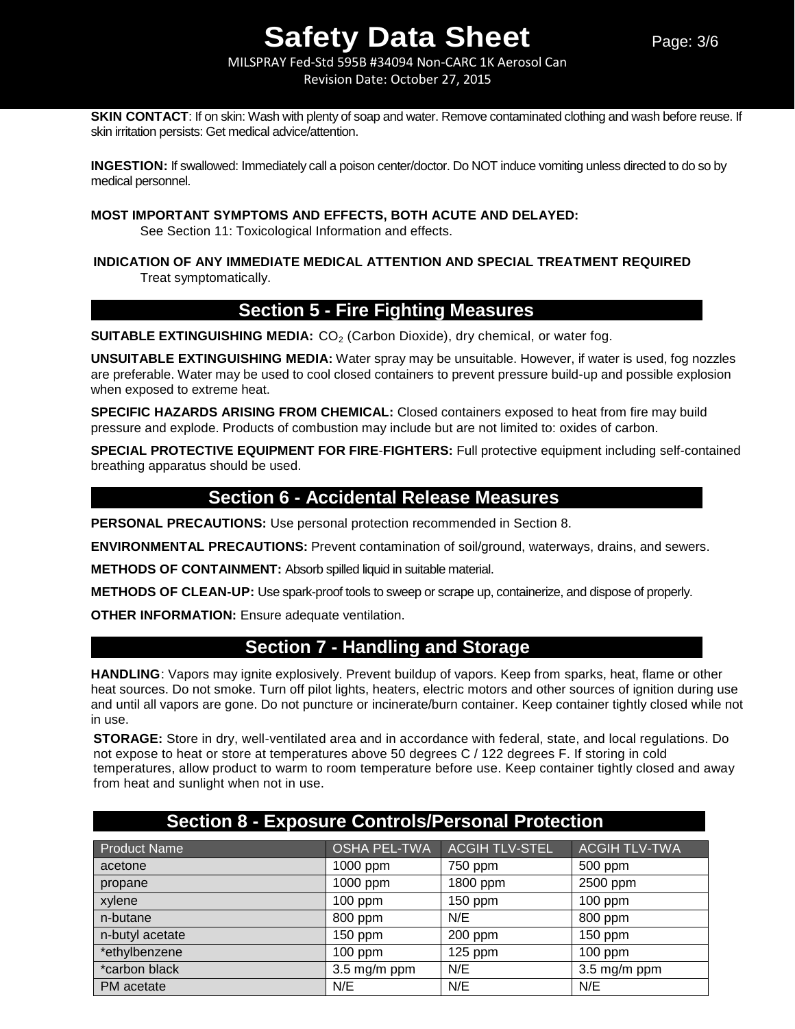**SKIN CONTACT**: If on skin: Wash with plenty of soap and water. Remove contaminated clothing and wash before reuse. If skin irritation persists: Get medical advice/attention.

**INGESTION:** If swallowed: Immediately call a poison center/doctor. Do NOT induce vomiting unless directed to do so by medical personnel.

**MOST IMPORTANT SYMPTOMS AND EFFECTS, BOTH ACUTE AND DELAYED:**
See Section 11: Toxicological Information and effects.

**INDICATION OF ANY IMMEDIATE MEDICAL ATTENTION AND SPECIAL TREATMENT REQUIRED**
Treat symptomatically.

## Section 5 - Fire Fighting Measures

**SUITABLE EXTINGUISHING MEDIA:** $CO_2$ (Carbon Dioxide), dry chemical, or water fog.

**UNSUITABLE EXTINGUISHING MEDIA:** Water spray may be unsuitable. However, if water is used, fog nozzles are preferable. Water may be used to cool closed containers to prevent pressure build-up and possible explosion when exposed to extreme heat.

**SPECIFIC HAZARDS ARISING FROM CHEMICAL:** Closed containers exposed to heat from fire may build pressure and explode. Products of combustion may include but are not limited to: oxides of carbon.

**SPECIAL PROTECTIVE EQUIPMENT FOR FIRE-FIGHTERS:** Full protective equipment including self-contained breathing apparatus should be used.

## Section 6 - Accidental Release Measures

**PERSONAL PRECAUTIONS:** Use personal protection recommended in Section 8.

**ENVIRONMENTAL PRECAUTIONS:** Prevent contamination of soil/ground, waterways, drains, and sewers.

**METHODS OF CONTAINMENT:** Absorb spilled liquid in suitable material.

**METHODS OF CLEAN-UP:** Use spark-proof tools to sweep or scrape up, containerize, and dispose of properly.

**OTHER INFORMATION:** Ensure adequate ventilation.

## Section 7 - Handling and Storage

**HANDLING**: Vapors may ignite explosively. Prevent buildup of vapors. Keep from sparks, heat, flame or other heat sources. Do not smoke. Turn off pilot lights, heaters, electric motors and other sources of ignition during use and until all vapors are gone. Do not puncture or incinerate/burn container. Keep container tightly closed while not in use.

**STORAGE:** Store in dry, well-ventilated area and in accordance with federal, state, and local regulations. Do not expose to heat or store at temperatures above 50 degrees C / 122 degrees F. If storing in cold temperatures, allow product to warm to room temperature before use. Keep container tightly closed and away from heat and sunlight when not in use.

## Section 8 - Exposure Controls/Personal Protection

| Product Name | OSHA PEL-TWA | ACGIH TLV-STEL | ACGIH TLV-TWA |
|---|---|---|---|
| acetone | 1000 ppm | 750 ppm | 500 ppm |
| propane | 1000 ppm | 1800 ppm | 2500 ppm |
| xylene | 100 ppm | 150 ppm | 100 ppm |
| n-butane | 800 ppm | N/E | 800 ppm |
| n-butyl acetate | 150 ppm | 200 ppm | 150 ppm |
| *ethylbenzene | 100 ppm | 125 ppm | 100 ppm |
| *carbon black | 3.5 mg/m ppm | N/E | 3.5 mg/m ppm |
| PM acetate | N/E | N/E | N/E |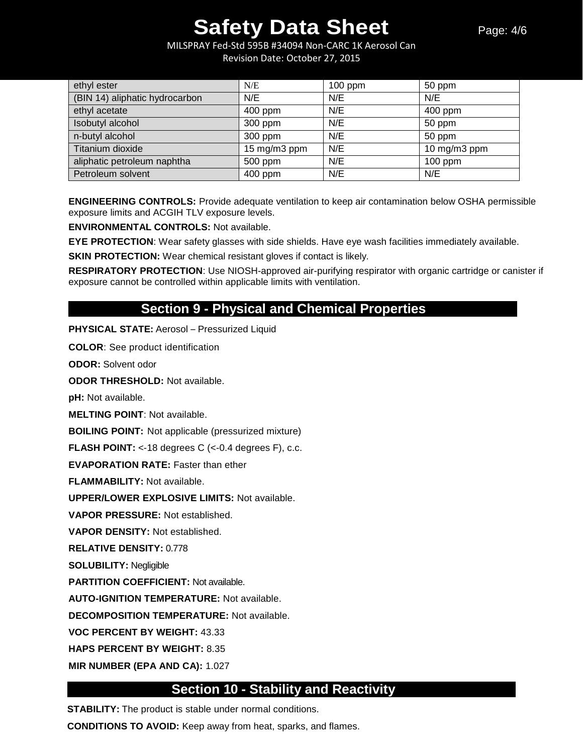| | | | |
|---|---|---|---|
| ethyl ester | N/E | 100 ppm | 50 ppm |
| (BIN 14) aliphatic hydrocarbon | N/E | N/E | N/E |
| ethyl acetate | 400 ppm | N/E | 400 ppm |
| Isobutyl alcohol | 300 ppm | N/E | 50 ppm |
| n-butyl alcohol | 300 ppm | N/E | 50 ppm |
| Titanium dioxide | 15 mg/m3 ppm | N/E | 10 mg/m3 ppm |
| aliphatic petroleum naphtha | 500 ppm | N/E | 100 ppm |
| Petroleum solvent | 400 ppm | N/E | N/E |

**ENGINEERING CONTROLS:** Provide adequate ventilation to keep air contamination below OSHA permissible exposure limits and ACGIH TLV exposure levels.

**ENVIRONMENTAL CONTROLS:** Not available.

**EYE PROTECTION**: Wear safety glasses with side shields. Have eye wash facilities immediately available.

**SKIN PROTECTION:** Wear chemical resistant gloves if contact is likely.

**RESPIRATORY PROTECTION**: Use NIOSH-approved air-purifying respirator with organic cartridge or canister if exposure cannot be controlled within applicable limits with ventilation.

## Section 9 - Physical and Chemical Properties

**PHYSICAL STATE:** Aerosol – Pressurized Liquid

**COLOR**: See product identification

**ODOR:** Solvent odor

**ODOR THRESHOLD:** Not available.

**pH:** Not available.

**MELTING POINT**: Not available.

**BOILING POINT:** Not applicable (pressurized mixture)

**FLASH POINT:** <-18 degrees C (<-0.4 degrees F), c.c.

**EVAPORATION RATE:** Faster than ether

**FLAMMABILITY:** Not available.

**UPPER/LOWER EXPLOSIVE LIMITS:** Not available.

**VAPOR PRESSURE:** Not established.

**VAPOR DENSITY:** Not established.

**RELATIVE DENSITY:** 0.778

**SOLUBILITY:** Negligible

**PARTITION COEFFICIENT:** Not available.

**AUTO-IGNITION TEMPERATURE:** Not available.

**DECOMPOSITION TEMPERATURE:** Not available.

**VOC PERCENT BY WEIGHT:** 43.33

**HAPS PERCENT BY WEIGHT:** 8.35

**MIR NUMBER (EPA AND CA):** 1.027

## Section 10 - Stability and Reactivity

**STABILITY:** The product is stable under normal conditions.

**CONDITIONS TO AVOID:** Keep away from heat, sparks, and flames.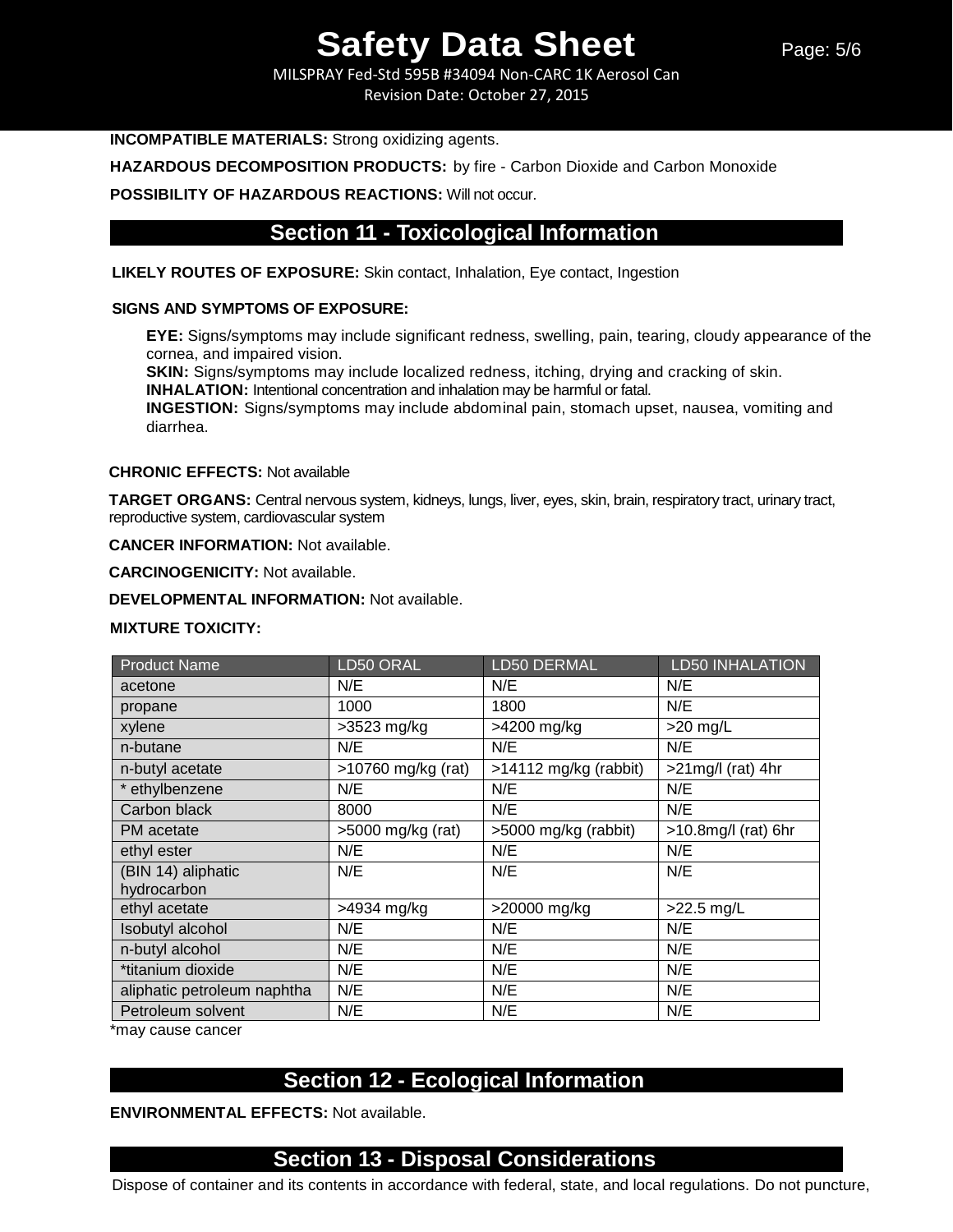**INCOMPATIBLE MATERIALS:** Strong oxidizing agents.

**HAZARDOUS DECOMPOSITION PRODUCTS:** by fire - Carbon Dioxide and Carbon Monoxide

**POSSIBILITY OF HAZARDOUS REACTIONS:** Will not occur.

## Section 11 - Toxicological Information

**LIKELY ROUTES OF EXPOSURE:** Skin contact, Inhalation, Eye contact, Ingestion

**SIGNS AND SYMPTOMS OF EXPOSURE:**

**EYE:** Signs/symptoms may include significant redness, swelling, pain, tearing, cloudy appearance of the cornea, and impaired vision.
**SKIN:** Signs/symptoms may include localized redness, itching, drying and cracking of skin.
**INHALATION:** Intentional concentration and inhalation may be harmful or fatal.
**INGESTION:** Signs/symptoms may include abdominal pain, stomach upset, nausea, vomiting and diarrhea.

**CHRONIC EFFECTS:** Not available

**TARGET ORGANS:** Central nervous system, kidneys, lungs, liver, eyes, skin, brain, respiratory tract, urinary tract, reproductive system, cardiovascular system

**CANCER INFORMATION:** Not available.

**CARCINOGENICITY:** Not available.

**DEVELOPMENTAL INFORMATION:** Not available.

**MIXTURE TOXICITY:**

| Product Name | LD50 ORAL | LD50 DERMAL | LD50 INHALATION |
|---|---|---|---|
| acetone | N/E | N/E | N/E |
| propane | 1000 | 1800 | N/E |
| xylene | >3523 mg/kg | >4200 mg/kg | >20 mg/L |
| n-butane | N/E | N/E | N/E |
| n-butyl acetate | >10760 mg/kg (rat) | >14112 mg/kg (rabbit) | >21mg/l (rat) 4hr |
| * ethylbenzene | N/E | N/E | N/E |
| Carbon black | 8000 | N/E | N/E |
| PM acetate | >5000 mg/kg (rat) | >5000 mg/kg (rabbit) | >10.8mg/l (rat) 6hr |
| ethyl ester | N/E | N/E | N/E |
| (BIN 14) aliphatic hydrocarbon | N/E | N/E | N/E |
| ethyl acetate | >4934 mg/kg | >20000 mg/kg | >22.5 mg/L |
| Isobutyl alcohol | N/E | N/E | N/E |
| n-butyl alcohol | N/E | N/E | N/E |
| *titanium dioxide | N/E | N/E | N/E |
| aliphatic petroleum naphtha | N/E | N/E | N/E |
| Petroleum solvent | N/E | N/E | N/E |

*may cause cancer

## Section 12 - Ecological Information

**ENVIRONMENTAL EFFECTS:** Not available.

## Section 13 - Disposal Considerations

Dispose of container and its contents in accordance with federal, state, and local regulations. Do not puncture,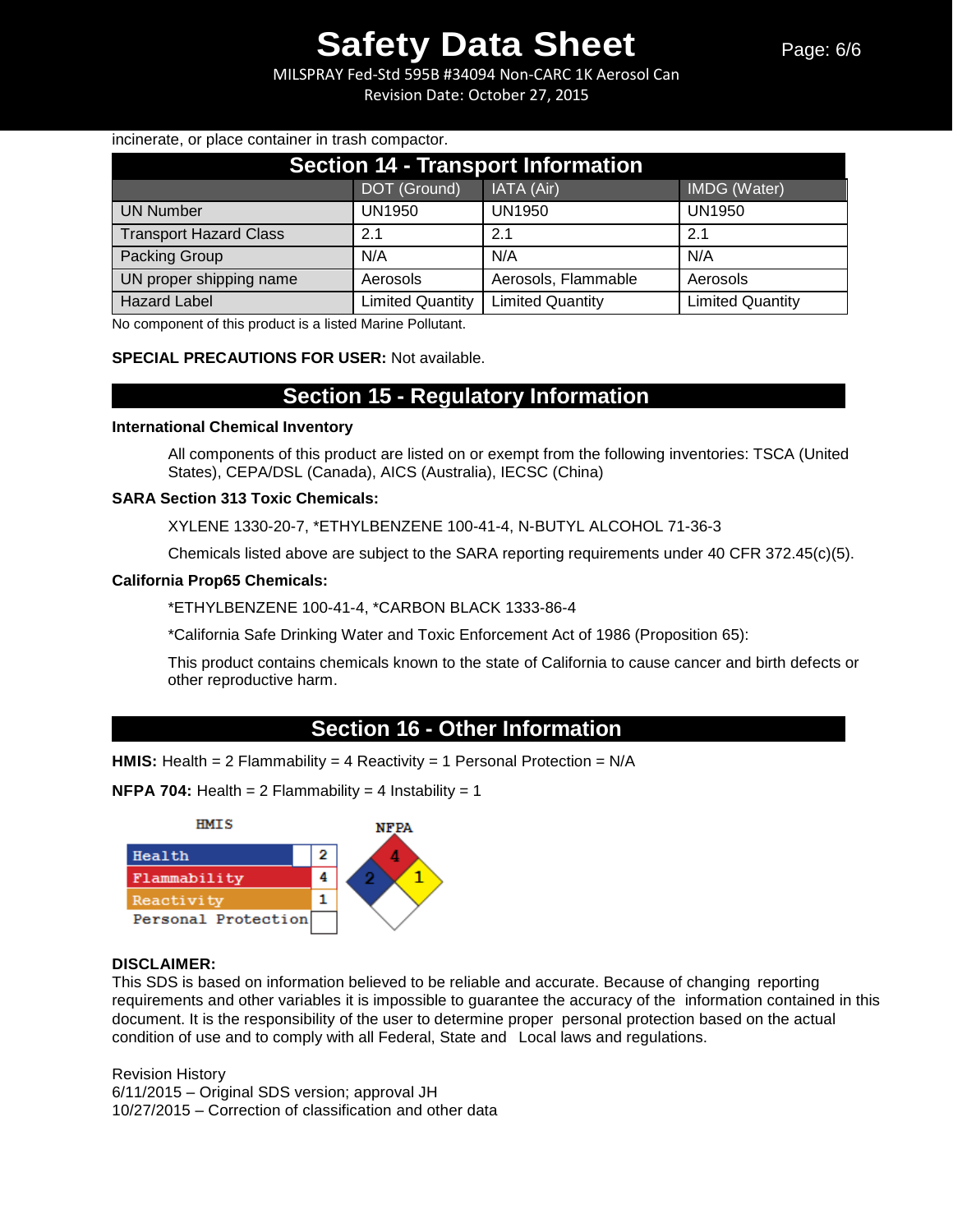incinerate, or place container in trash compactor.

## Section 14 - Transport Information

| | DOT (Ground) | IATA (Air) | IMDG (Water) |
|---|---|---|---|
| UN Number | UN1950 | UN1950 | UN1950 |
| Transport Hazard Class | 2.1 | 2.1 | 2.1 |
| Packing Group | N/A | N/A | N/A |
| UN proper shipping name | Aerosols | Aerosols, Flammable | Aerosols |
| Hazard Label | Limited Quantity | Limited Quantity | Limited Quantity |

No component of this product is a listed Marine Pollutant.

**SPECIAL PRECAUTIONS FOR USER:** Not available.

## Section 15 - Regulatory Information

**International Chemical Inventory**

All components of this product are listed on or exempt from the following inventories: TSCA (United States), CEPA/DSL (Canada), AICS (Australia), IECSC (China)

**SARA Section 313 Toxic Chemicals:**

XYLENE 1330-20-7, *ETHYLBENZENE 100-41-4, N-BUTYL ALCOHOL 71-36-3

Chemicals listed above are subject to the SARA reporting requirements under 40 CFR 372.45(c)(5).

**California Prop65 Chemicals:**

*ETHYLBENZENE 100-41-4, *CARBON BLACK 1333-86-4

*California Safe Drinking Water and Toxic Enforcement Act of 1986 (Proposition 65):

This product contains chemicals known to the state of California to cause cancer and birth defects or other reproductive harm.

## Section 16 - Other Information

**HMIS:** Health = 2 Flammability = 4 Reactivity = 1 Personal Protection = N/A

**NFPA 704:** Health = 2 Flammability = 4 Instability = 1

HMIS

| | |
|---|---|
| Health | 2 |
| Flammability | 4 |
| Reactivity | 1 |
| Personal Protection | |

NFPA

4
2
1

**DISCLAIMER:**
This SDS is based on information believed to be reliable and accurate. Because of changing reporting requirements and other variables it is impossible to guarantee the accuracy of the information contained in this document. It is the responsibility of the user to determine proper personal protection based on the actual condition of use and to comply with all Federal, State and Local laws and regulations.

Revision History
6/11/2015 – Original SDS version; approval JH
10/27/2015 – Correction of classification and other data